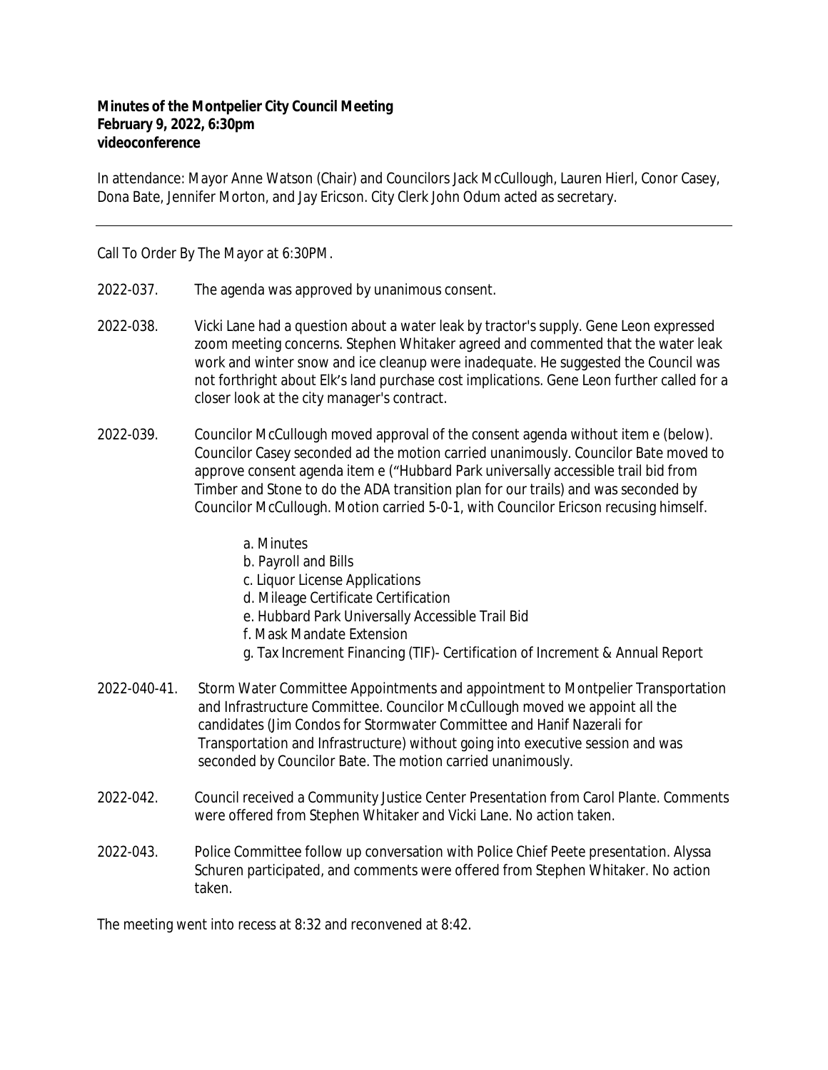**Minutes of the Montpelier City Council Meeting**
**February 9, 2022, 6:30pm**
**videoconference**

In attendance: Mayor Anne Watson (Chair) and Councilors Jack McCullough, Lauren Hierl, Conor Casey, Dona Bate, Jennifer Morton, and Jay Ericson. City Clerk John Odum acted as secretary.

---

Call To Order By The Mayor at 6:30PM.

2022-037. The agenda was approved by unanimous consent.

2022-038. Vicki Lane had a question about a water leak by tractor's supply. Gene Leon expressed zoom meeting concerns. Stephen Whitaker agreed and commented that the water leak work and winter snow and ice cleanup were inadequate. He suggested the Council was not forthright about Elk's land purchase cost implications. Gene Leon further called for a closer look at the city manager's contract.

2022-039. Councilor McCullough moved approval of the consent agenda without item e (below). Councilor Casey seconded ad the motion carried unanimously. Councilor Bate moved to approve consent agenda item e ("Hubbard Park universally accessible trail bid from Timber and Stone to do the ADA transition plan for our trails) and was seconded by Councilor McCullough. Motion carried 5-0-1, with Councilor Ericson recusing himself.

a. Minutes
b. Payroll and Bills
c. Liquor License Applications
d. Mileage Certificate Certification
e. Hubbard Park Universally Accessible Trail Bid
f. Mask Mandate Extension
g. Tax Increment Financing (TIF)- Certification of Increment & Annual Report

2022-040-41. Storm Water Committee Appointments and appointment to Montpelier Transportation and Infrastructure Committee. Councilor McCullough moved we appoint all the candidates (Jim Condos for Stormwater Committee and Hanif Nazerali for Transportation and Infrastructure) without going into executive session and was seconded by Councilor Bate. The motion carried unanimously.

2022-042. Council received a Community Justice Center Presentation from Carol Plante. Comments were offered from Stephen Whitaker and Vicki Lane. No action taken.

2022-043. Police Committee follow up conversation with Police Chief Peete presentation. Alyssa Schuren participated, and comments were offered from Stephen Whitaker. No action taken.

The meeting went into recess at 8:32 and reconvened at 8:42.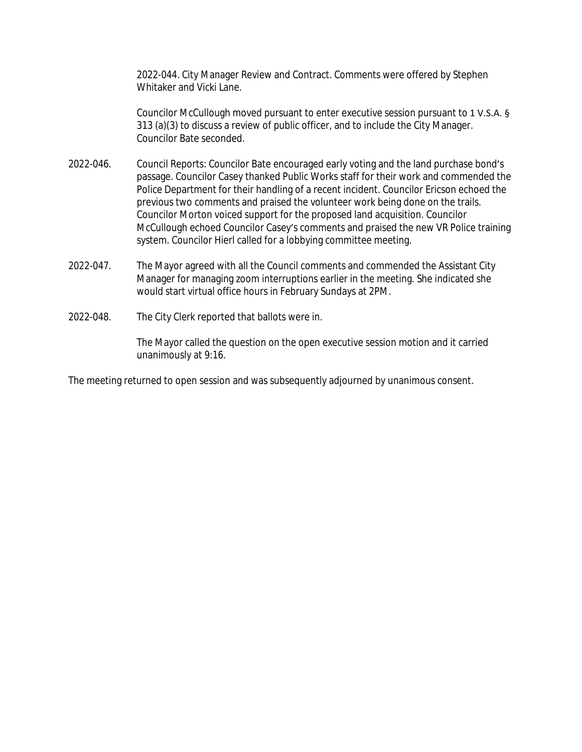2022-044. City Manager Review and Contract. Comments were offered by Stephen Whitaker and Vicki Lane.

Councilor McCullough moved pursuant to enter executive session pursuant to 1 V.S.A. § 313 (a)(3) to discuss a review of public officer, and to include the City Manager. Councilor Bate seconded.

2022-046. Council Reports: Councilor Bate encouraged early voting and the land purchase bond's passage. Councilor Casey thanked Public Works staff for their work and commended the Police Department for their handling of a recent incident. Councilor Ericson echoed the previous two comments and praised the volunteer work being done on the trails. Councilor Morton voiced support for the proposed land acquisition. Councilor McCullough echoed Councilor Casey's comments and praised the new VR Police training system. Councilor Hierl called for a lobbying committee meeting.

2022-047. The Mayor agreed with all the Council comments and commended the Assistant City Manager for managing zoom interruptions earlier in the meeting. She indicated she would start virtual office hours in February Sundays at 2PM.

2022-048. The City Clerk reported that ballots were in.

The Mayor called the question on the open executive session motion and it carried unanimously at 9:16.

The meeting returned to open session and was subsequently adjourned by unanimous consent.